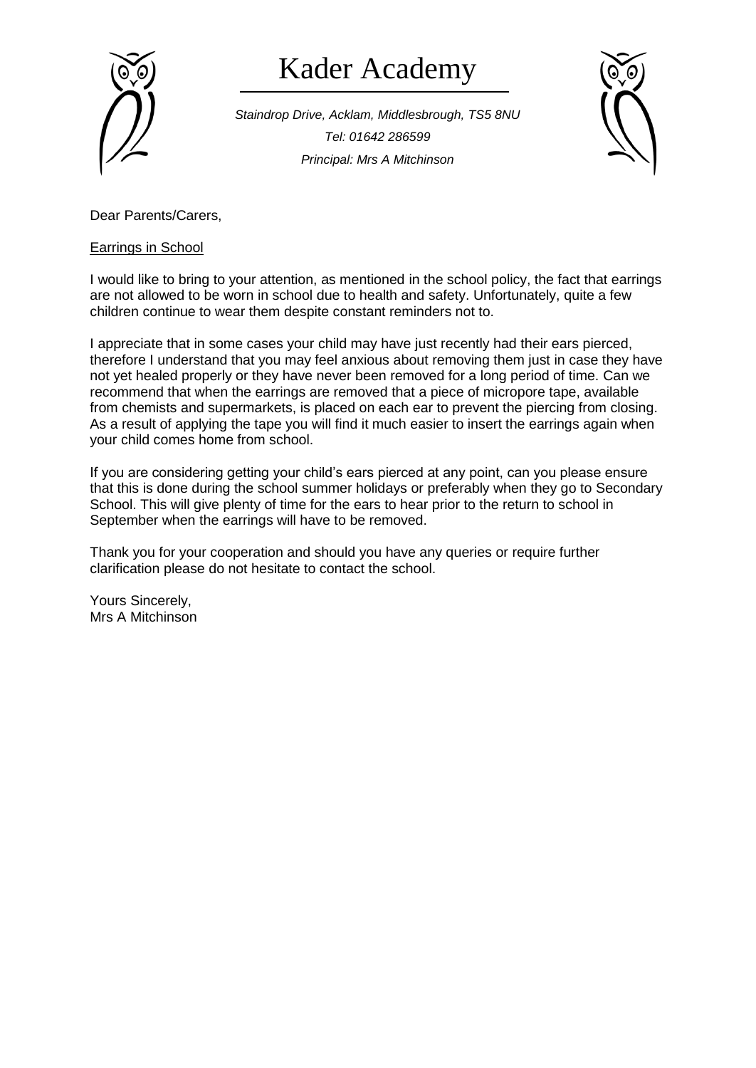# Kader Academy

*Staindrop Drive, Acklam, Middlesbrough, TS5 8NU*

*Tel: 01642 286599*

*Principal: Mrs A Mitchinson*

Dear Parents/Carers,

Earrings in School

I would like to bring to your attention, as mentioned in the school policy, the fact that earrings are not allowed to be worn in school due to health and safety. Unfortunately, quite a few children continue to wear them despite constant reminders not to.

I appreciate that in some cases your child may have just recently had their ears pierced, therefore I understand that you may feel anxious about removing them just in case they have not yet healed properly or they have never been removed for a long period of time. Can we recommend that when the earrings are removed that a piece of micropore tape, available from chemists and supermarkets, is placed on each ear to prevent the piercing from closing. As a result of applying the tape you will find it much easier to insert the earrings again when your child comes home from school.

If you are considering getting your child's ears pierced at any point, can you please ensure that this is done during the school summer holidays or preferably when they go to Secondary School. This will give plenty of time for the ears to hear prior to the return to school in September when the earrings will have to be removed.

Thank you for your cooperation and should you have any queries or require further clarification please do not hesitate to contact the school.

Yours Sincerely,
Mrs A Mitchinson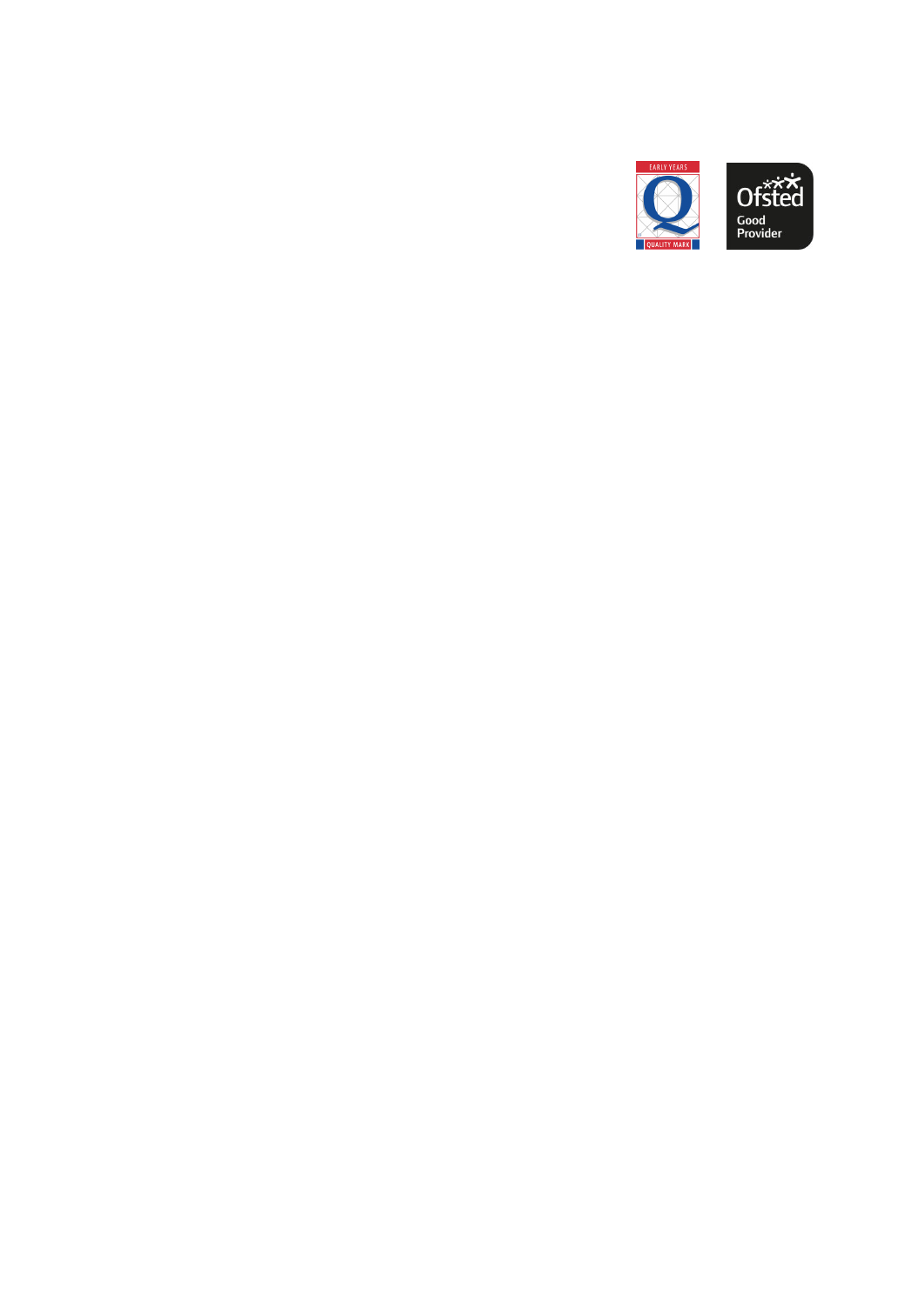EARLY YEARS

QUALITY MARK

Ofsted

Good Provider